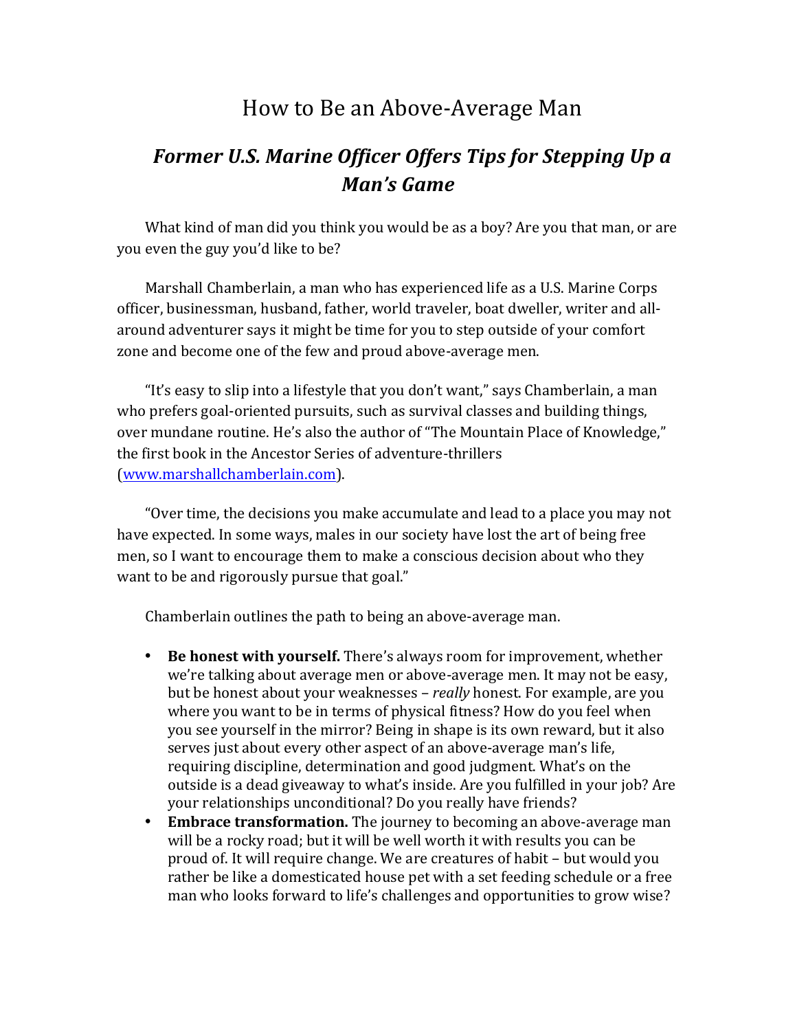# How to Be an Above-Average Man

## *Former U.S. Marine Officer Offers Tips for Stepping Up a Man's Game*

What kind of man did you think you would be as a boy? Are you that man, or are you even the guy you'd like to be?

Marshall Chamberlain, a man who has experienced life as a U.S. Marine Corps officer, businessman, husband, father, world traveler, boat dweller, writer and all-around adventurer says it might be time for you to step outside of your comfort zone and become one of the few and proud above-average men.

"It's easy to slip into a lifestyle that you don't want," says Chamberlain, a man who prefers goal-oriented pursuits, such as survival classes and building things, over mundane routine. He's also the author of "The Mountain Place of Knowledge," the first book in the Ancestor Series of adventure-thrillers (www.marshallchamberlain.com).

"Over time, the decisions you make accumulate and lead to a place you may not have expected. In some ways, males in our society have lost the art of being free men, so I want to encourage them to make a conscious decision about who they want to be and rigorously pursue that goal."

Chamberlain outlines the path to being an above-average man.

- **Be honest with yourself.** There's always room for improvement, whether we're talking about average men or above-average men. It may not be easy, but be honest about your weaknesses – *really* honest. For example, are you where you want to be in terms of physical fitness? How do you feel when you see yourself in the mirror? Being in shape is its own reward, but it also serves just about every other aspect of an above-average man's life, requiring discipline, determination and good judgment. What's on the outside is a dead giveaway to what's inside. Are you fulfilled in your job? Are your relationships unconditional? Do you really have friends?
- **Embrace transformation.** The journey to becoming an above-average man will be a rocky road; but it will be well worth it with results you can be proud of. It will require change. We are creatures of habit – but would you rather be like a domesticated house pet with a set feeding schedule or a free man who looks forward to life's challenges and opportunities to grow wise?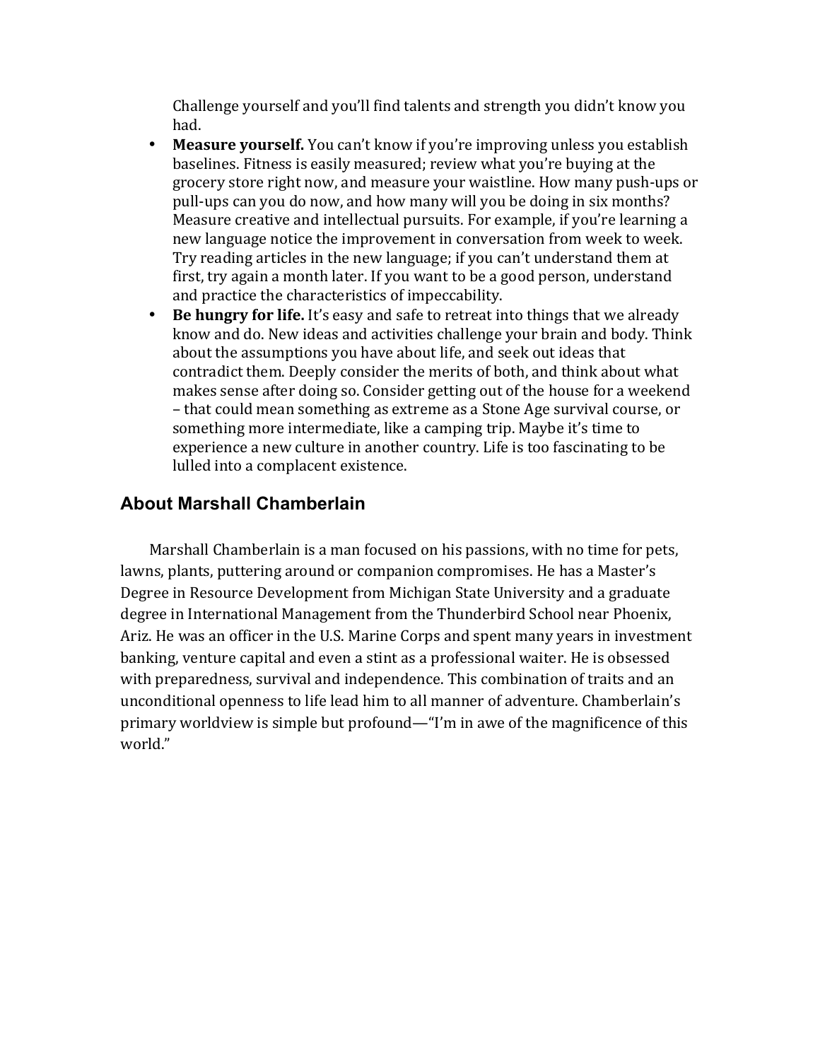Challenge yourself and you'll find talents and strength you didn't know you had.

- **Measure yourself.** You can't know if you're improving unless you establish baselines. Fitness is easily measured; review what you're buying at the grocery store right now, and measure your waistline. How many push-ups or pull-ups can you do now, and how many will you be doing in six months? Measure creative and intellectual pursuits. For example, if you're learning a new language notice the improvement in conversation from week to week. Try reading articles in the new language; if you can't understand them at first, try again a month later. If you want to be a good person, understand and practice the characteristics of impeccability.
- **Be hungry for life.** It's easy and safe to retreat into things that we already know and do. New ideas and activities challenge your brain and body. Think about the assumptions you have about life, and seek out ideas that contradict them. Deeply consider the merits of both, and think about what makes sense after doing so. Consider getting out of the house for a weekend – that could mean something as extreme as a Stone Age survival course, or something more intermediate, like a camping trip. Maybe it's time to experience a new culture in another country. Life is too fascinating to be lulled into a complacent existence.

## About Marshall Chamberlain

Marshall Chamberlain is a man focused on his passions, with no time for pets, lawns, plants, puttering around or companion compromises. He has a Master's Degree in Resource Development from Michigan State University and a graduate degree in International Management from the Thunderbird School near Phoenix, Ariz. He was an officer in the U.S. Marine Corps and spent many years in investment banking, venture capital and even a stint as a professional waiter. He is obsessed with preparedness, survival and independence. This combination of traits and an unconditional openness to life lead him to all manner of adventure. Chamberlain's primary worldview is simple but profound—"I'm in awe of the magnificence of this world."